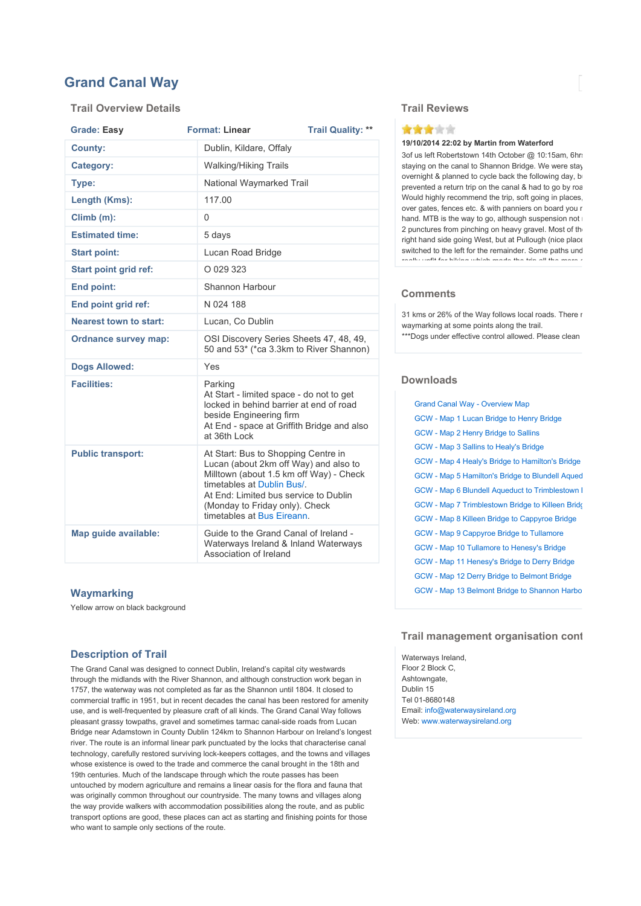# Grand Canal Way

## Trail Overview Details

**Grade:** Easy | **Format:** Linear | **Trail Quality:** **

| | |
|---|---|
| **County:** | Dublin, Kildare, Offaly |
| **Category:** | Walking/Hiking Trails |
| **Type:** | National Waymarked Trail |
| **Length (Kms):** | 117.00 |
| **Climb (m):** | 0 |
| **Estimated time:** | 5 days |
| **Start point:** | Lucan Road Bridge |
| **Start point grid ref:** | O 029 323 |
| **End point:** | Shannon Harbour |
| **End point grid ref:** | N 024 188 |
| **Nearest town to start:** | Lucan, Co Dublin |
| **Ordnance survey map:** | OSI Discovery Series Sheets 47, 48, 49, 50 and 53* (*ca 3.3km to River Shannon) |
| **Dogs Allowed:** | Yes |
| **Facilities:** | Parking<br>At Start - limited space - do not to get locked in behind barrier at end of road beside Engineering firm<br>At End - space at Griffith Bridge and also at 36th Lock |
| **Public transport:** | At Start: Bus to Shopping Centre in Lucan (about 2km off Way) and also to Milltown (about 1.5 km off Way) - Check timetables at Dublin Bus/.<br>At End: Limited bus service to Dublin (Monday to Friday only). Check timetables at Bus Eireann. |
| **Map guide available:** | Guide to the Grand Canal of Ireland - Waterways Ireland & Inland Waterways Association of Ireland |

## Waymarking

Yellow arrow on black background

## Description of Trail

The Grand Canal was designed to connect Dublin, Ireland's capital city westwards through the midlands with the River Shannon, and although construction work began in 1757, the waterway was not completed as far as the Shannon until 1804. It closed to commercial traffic in 1951, but in recent decades the canal has been restored for amenity use, and is well-frequented by pleasure craft of all kinds. The Grand Canal Way follows pleasant grassy towpaths, gravel and sometimes tarmac canal-side roads from Lucan Bridge near Adamstown in County Dublin 124km to Shannon Harbour on Ireland's longest river. The route is an informal linear park punctuated by the locks that characterise canal technology, carefully restored surviving lock-keepers cottages, and the towns and villages whose existence is owed to the trade and commerce the canal brought in the 18th and 19th centuries. Much of the landscape through which the route passes has been untouched by modern agriculture and remains a linear oasis for the flora and fauna that was originally common throughout our countryside. The many towns and villages along the way provide walkers with accommodation possibilities along the route, and as public transport options are good, these places can act as starting and finishing points for those who want to sample only sections of the route.

## Trail Reviews

★★★☆☆

**19/10/2014 22:02 by Martin from Waterford**

3of us left Robertstown 14th October @ 10:15am, 6hrs staying on the canal to Shannon Bridge. We were stay overnight & planned to cycle back the following day, b prevented a return trip on the canal & had to go by roa Would highly recommend the trip, soft going in places, over gates, fences etc. & with panniers on board you r hand. MTB is the way to go, although suspension not i 2 punctures from pinching on heavy gravel. Most of th right hand side going West, but at Pullough (nice place switched to the left for the remainder. Some paths und

## Comments

31 kms or 26% of the Way follows local roads. There r waymarking at some points along the trail.
***Dogs under effective control allowed. Please clean

## Downloads

- Grand Canal Way - Overview Map
- GCW - Map 1 Lucan Bridge to Henry Bridge
- GCW - Map 2 Henry Bridge to Sallins
- GCW - Map 3 Sallins to Healy's Bridge
- GCW - Map 4 Healy's Bridge to Hamilton's Bridge
- GCW - Map 5 Hamilton's Bridge to Blundell Aqued
- GCW - Map 6 Blundell Aqueduct to Trimblestown I
- GCW - Map 7 Trimblestown Bridge to Killeen Bridg
- GCW - Map 8 Killeen Bridge to Cappyroe Bridge
- GCW - Map 9 Cappyroe Bridge to Tullamore
- GCW - Map 10 Tullamore to Henesy's Bridge
- GCW - Map 11 Henesy's Bridge to Derry Bridge
- GCW - Map 12 Derry Bridge to Belmont Bridge
- GCW - Map 13 Belmont Bridge to Shannon Harbo

## Trail management organisation cont

Waterways Ireland,
Floor 2 Block C,
Ashtowngate,
Dublin 15
Tel 01-8680148
Email: info@waterwaysireland.org
Web: www.waterwaysireland.org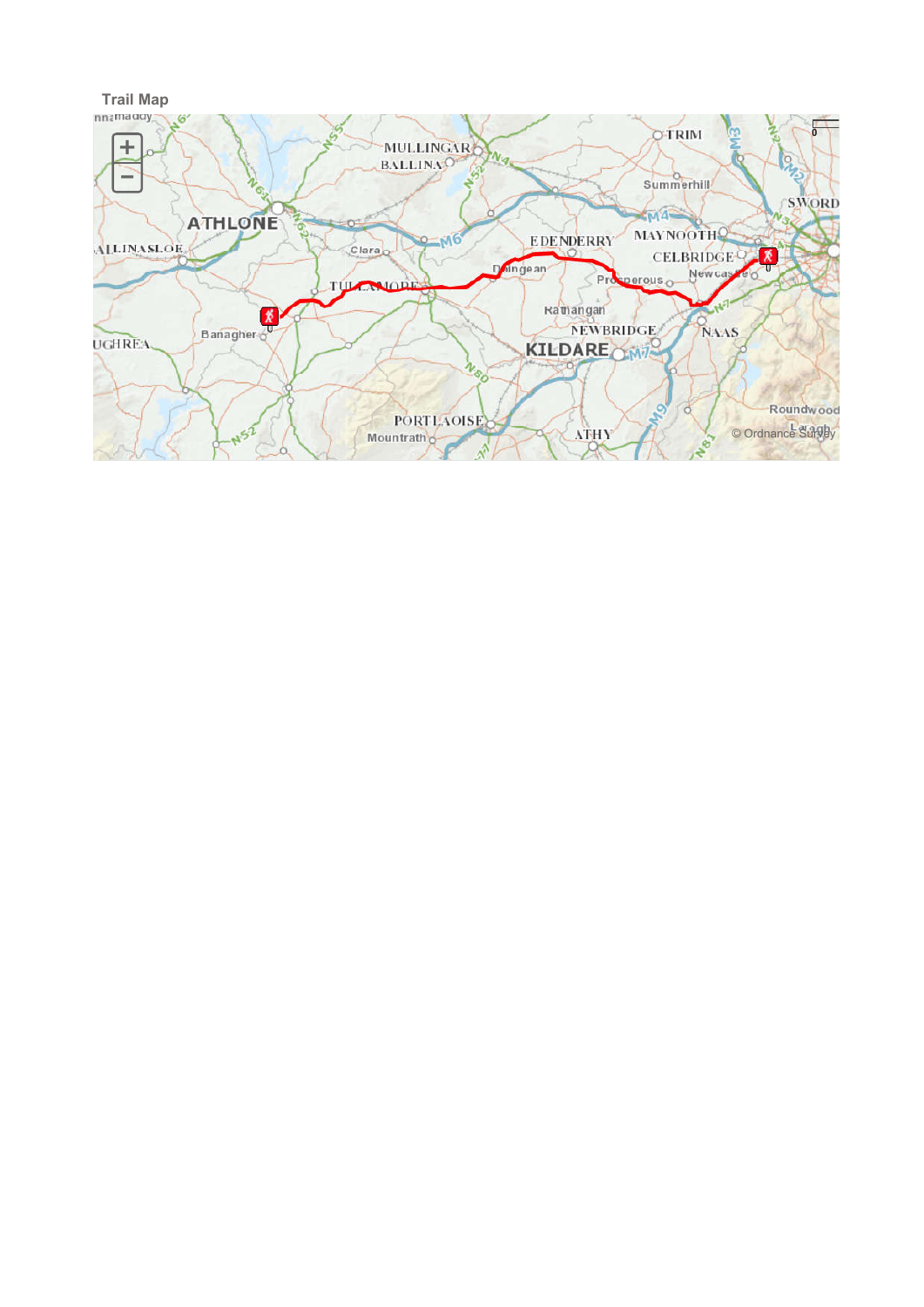Trail Map

© Ordnance Survey